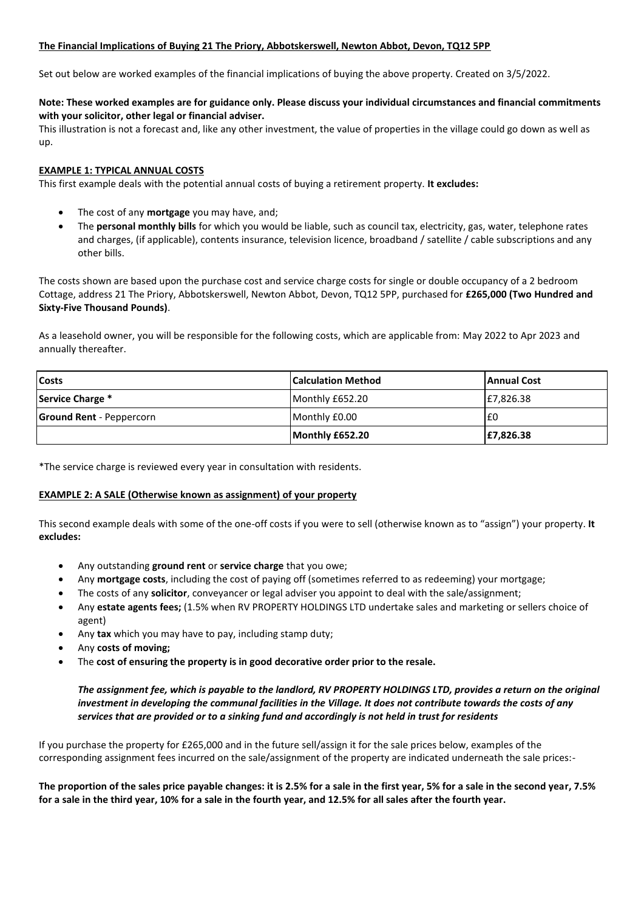**The Financial Implications of Buying 21 The Priory, Abbotskerswell, Newton Abbot, Devon, TQ12 5PP**

Set out below are worked examples of the financial implications of buying the above property. Created on 3/5/2022.

**Note: These worked examples are for guidance only. Please discuss your individual circumstances and financial commitments with your solicitor, other legal or financial adviser.**

This illustration is not a forecast and, like any other investment, the value of properties in the village could go down as well as up.

**EXAMPLE 1: TYPICAL ANNUAL COSTS**

This first example deals with the potential annual costs of buying a retirement property. **It excludes:**

- The cost of any **mortgage** you may have, and;
- The **personal monthly bills** for which you would be liable, such as council tax, electricity, gas, water, telephone rates and charges, (if applicable), contents insurance, television licence, broadband / satellite / cable subscriptions and any other bills.

The costs shown are based upon the purchase cost and service charge costs for single or double occupancy of a 2 bedroom Cottage, address 21 The Priory, Abbotskerswell, Newton Abbot, Devon, TQ12 5PP, purchased for **£265,000 (Two Hundred and Sixty-Five Thousand Pounds)**.

As a leasehold owner, you will be responsible for the following costs, which are applicable from: May 2022 to Apr 2023 and annually thereafter.

| Costs | Calculation Method | Annual Cost |
|---|---|---|
| **Service Charge \*** | Monthly £652.20 | £7,826.38 |
| **Ground Rent** - Peppercorn | Monthly £0.00 | £0 |
| | **Monthly £652.20** | **£7,826.38** |

*The service charge is reviewed every year in consultation with residents.

**EXAMPLE 2: A SALE (Otherwise known as assignment) of your property**

This second example deals with some of the one-off costs if you were to sell (otherwise known as to "assign") your property. **It excludes:**

- Any outstanding **ground rent** or **service charge** that you owe;
- Any **mortgage costs**, including the cost of paying off (sometimes referred to as redeeming) your mortgage;
- The costs of any **solicitor**, conveyancer or legal adviser you appoint to deal with the sale/assignment;
- Any **estate agents fees;** (1.5% when RV PROPERTY HOLDINGS LTD undertake sales and marketing or sellers choice of agent)
- Any **tax** which you may have to pay, including stamp duty;
- Any **costs of moving;**
- The **cost of ensuring the property is in good decorative order prior to the resale.**

***The assignment fee, which is payable to the landlord, RV PROPERTY HOLDINGS LTD, provides a return on the original investment in developing the communal facilities in the Village. It does not contribute towards the costs of any services that are provided or to a sinking fund and accordingly is not held in trust for residents***

If you purchase the property for £265,000 and in the future sell/assign it for the sale prices below, examples of the corresponding assignment fees incurred on the sale/assignment of the property are indicated underneath the sale prices:-

**The proportion of the sales price payable changes: it is 2.5% for a sale in the first year, 5% for a sale in the second year, 7.5% for a sale in the third year, 10% for a sale in the fourth year, and 12.5% for all sales after the fourth year.**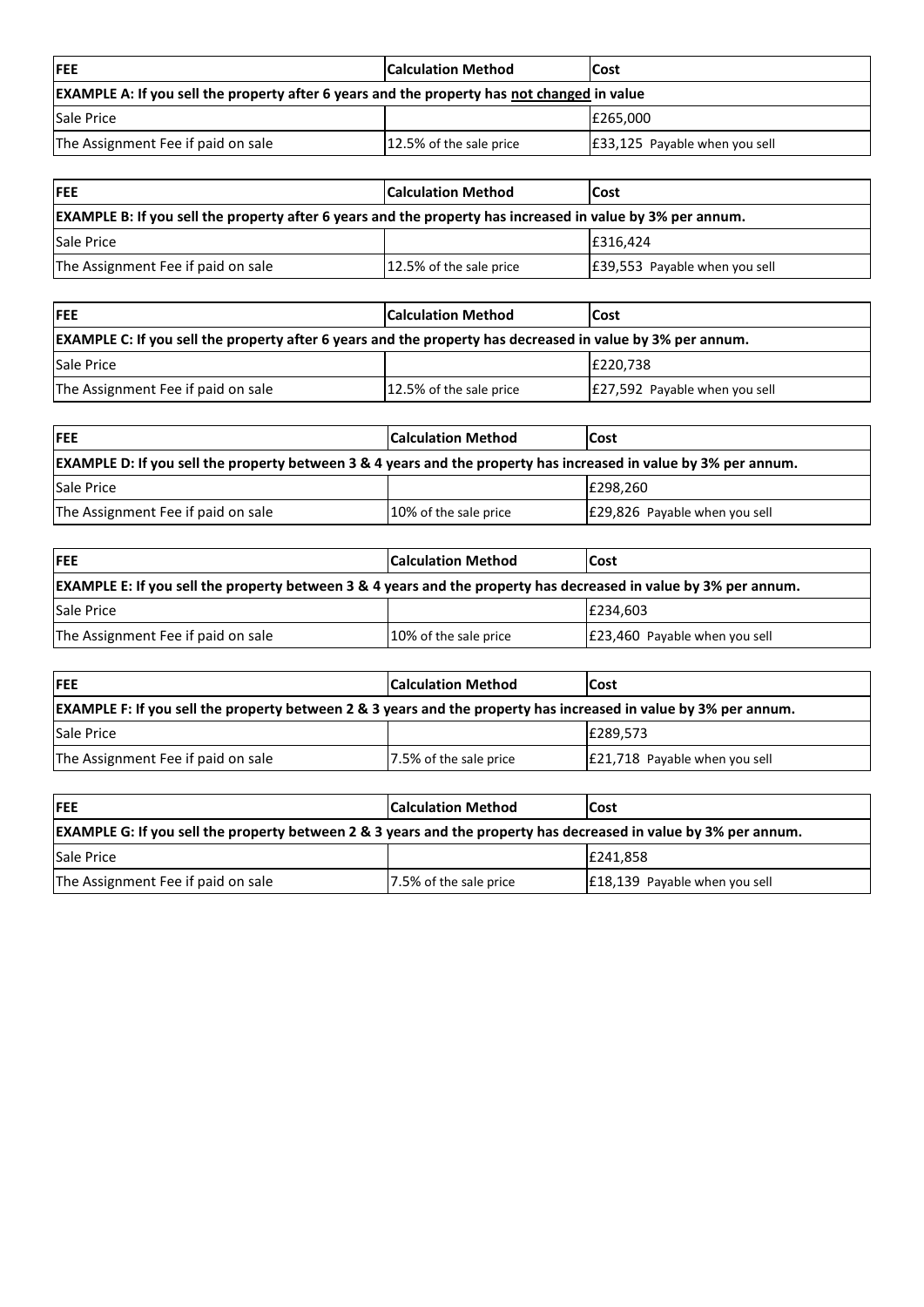| FEE | Calculation Method | Cost |
| --- | --- | --- |
| **EXAMPLE A: If you sell the property after 6 years and the property has <u>not changed</u> in value** | | |
| Sale Price | | £265,000 |
| The Assignment Fee if paid on sale | 12.5% of the sale price | £33,125 Payable when you sell |

| FEE | Calculation Method | Cost |
| --- | --- | --- |
| **EXAMPLE B: If you sell the property after 6 years and the property has increased in value by 3% per annum.** | | |
| Sale Price | | £316,424 |
| The Assignment Fee if paid on sale | 12.5% of the sale price | £39,553 Payable when you sell |

| FEE | Calculation Method | Cost |
| --- | --- | --- |
| **EXAMPLE C: If you sell the property after 6 years and the property has decreased in value by 3% per annum.** | | |
| Sale Price | | £220,738 |
| The Assignment Fee if paid on sale | 12.5% of the sale price | £27,592 Payable when you sell |

| FEE | Calculation Method | Cost |
| --- | --- | --- |
| **EXAMPLE D: If you sell the property between 3 & 4 years and the property has increased in value by 3% per annum.** | | |
| Sale Price | | £298,260 |
| The Assignment Fee if paid on sale | 10% of the sale price | £29,826 Payable when you sell |

| FEE | Calculation Method | Cost |
| --- | --- | --- |
| **EXAMPLE E: If you sell the property between 3 & 4 years and the property has decreased in value by 3% per annum.** | | |
| Sale Price | | £234,603 |
| The Assignment Fee if paid on sale | 10% of the sale price | £23,460 Payable when you sell |

| FEE | Calculation Method | Cost |
| --- | --- | --- |
| **EXAMPLE F: If you sell the property between 2 & 3 years and the property has increased in value by 3% per annum.** | | |
| Sale Price | | £289,573 |
| The Assignment Fee if paid on sale | 7.5% of the sale price | £21,718 Payable when you sell |

| FEE | Calculation Method | Cost |
| --- | --- | --- |
| **EXAMPLE G: If you sell the property between 2 & 3 years and the property has decreased in value by 3% per annum.** | | |
| Sale Price | | £241,858 |
| The Assignment Fee if paid on sale | 7.5% of the sale price | £18,139 Payable when you sell |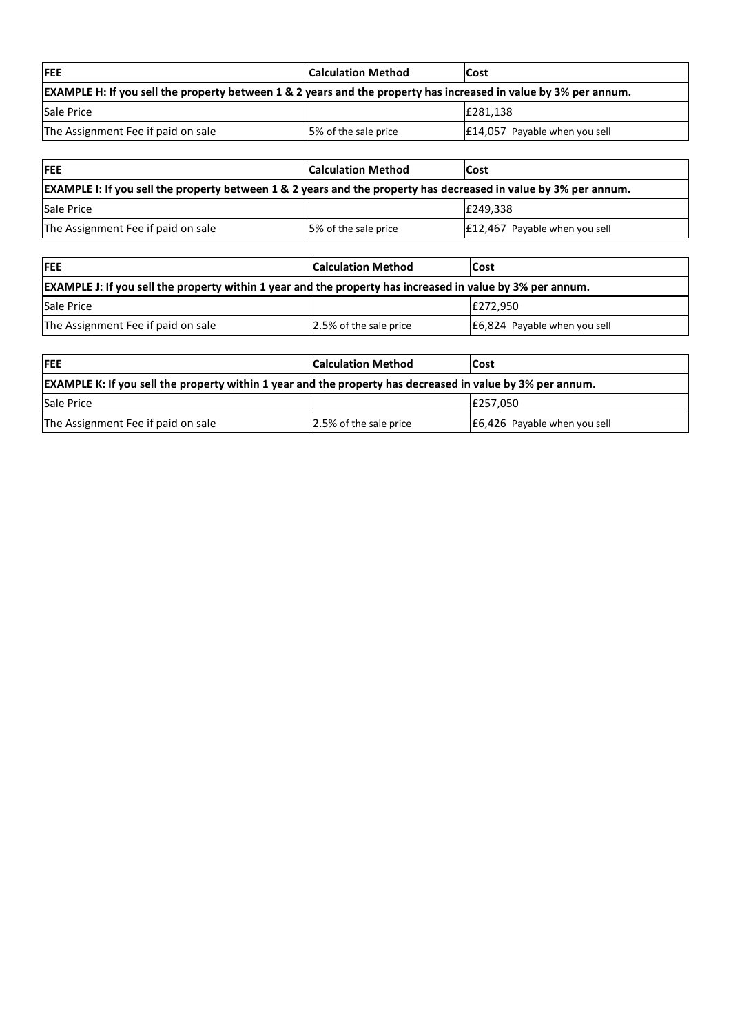| FEE | Calculation Method | Cost |
|---|---|---|
| **EXAMPLE H: If you sell the property between 1 & 2 years and the property has increased in value by 3% per annum.** | | |
| Sale Price | | £281,138 |
| The Assignment Fee if paid on sale | 5% of the sale price | £14,057 Payable when you sell |

| FEE | Calculation Method | Cost |
|---|---|---|
| **EXAMPLE I: If you sell the property between 1 & 2 years and the property has decreased in value by 3% per annum.** | | |
| Sale Price | | £249,338 |
| The Assignment Fee if paid on sale | 5% of the sale price | £12,467 Payable when you sell |

| FEE | Calculation Method | Cost |
|---|---|---|
| **EXAMPLE J: If you sell the property within 1 year and the property has increased in value by 3% per annum.** | | |
| Sale Price | | £272,950 |
| The Assignment Fee if paid on sale | 2.5% of the sale price | £6,824 Payable when you sell |

| FEE | Calculation Method | Cost |
|---|---|---|
| **EXAMPLE K: If you sell the property within 1 year and the property has decreased in value by 3% per annum.** | | |
| Sale Price | | £257,050 |
| The Assignment Fee if paid on sale | 2.5% of the sale price | £6,426 Payable when you sell |